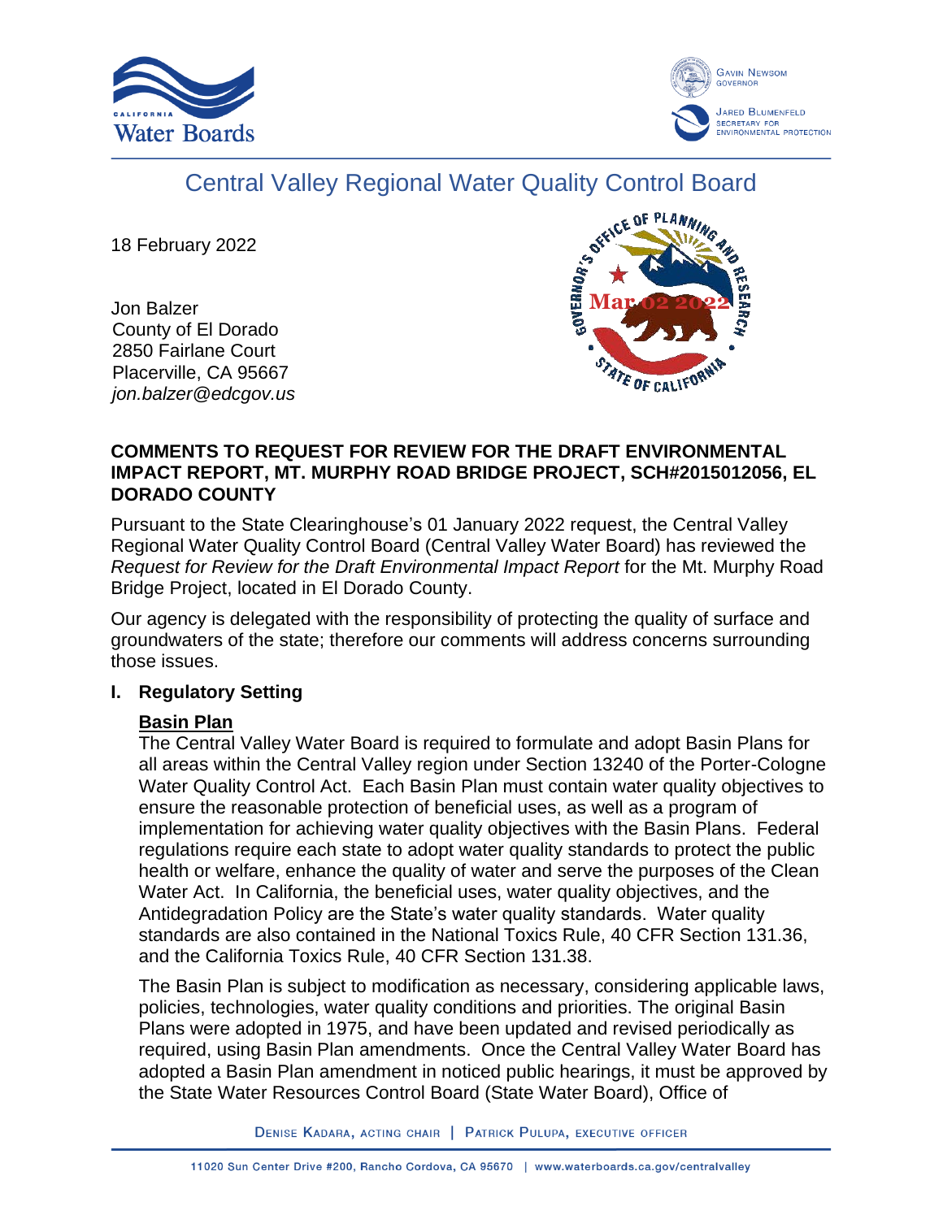# Central Valley Regional Water Quality Control Board

18 February 2022

Jon Balzer
County of El Dorado
2850 Fairlane Court
Placerville, CA 95667
*jon.balzer@edcgov.us*

Mar 02 2022

**COMMENTS TO REQUEST FOR REVIEW FOR THE DRAFT ENVIRONMENTAL IMPACT REPORT, MT. MURPHY ROAD BRIDGE PROJECT, SCH#2015012056, EL DORADO COUNTY**

Pursuant to the State Clearinghouse's 01 January 2022 request, the Central Valley Regional Water Quality Control Board (Central Valley Water Board) has reviewed the *Request for Review for the Draft Environmental Impact Report* for the Mt. Murphy Road Bridge Project, located in El Dorado County.

Our agency is delegated with the responsibility of protecting the quality of surface and groundwaters of the state; therefore our comments will address concerns surrounding those issues.

## I. Regulatory Setting

**Basin Plan**

The Central Valley Water Board is required to formulate and adopt Basin Plans for all areas within the Central Valley region under Section 13240 of the Porter-Cologne Water Quality Control Act. Each Basin Plan must contain water quality objectives to ensure the reasonable protection of beneficial uses, as well as a program of implementation for achieving water quality objectives with the Basin Plans. Federal regulations require each state to adopt water quality standards to protect the public health or welfare, enhance the quality of water and serve the purposes of the Clean Water Act. In California, the beneficial uses, water quality objectives, and the Antidegradation Policy are the State's water quality standards. Water quality standards are also contained in the National Toxics Rule, 40 CFR Section 131.36, and the California Toxics Rule, 40 CFR Section 131.38.

The Basin Plan is subject to modification as necessary, considering applicable laws, policies, technologies, water quality conditions and priorities. The original Basin Plans were adopted in 1975, and have been updated and revised periodically as required, using Basin Plan amendments. Once the Central Valley Water Board has adopted a Basin Plan amendment in noticed public hearings, it must be approved by the State Water Resources Control Board (State Water Board), Office of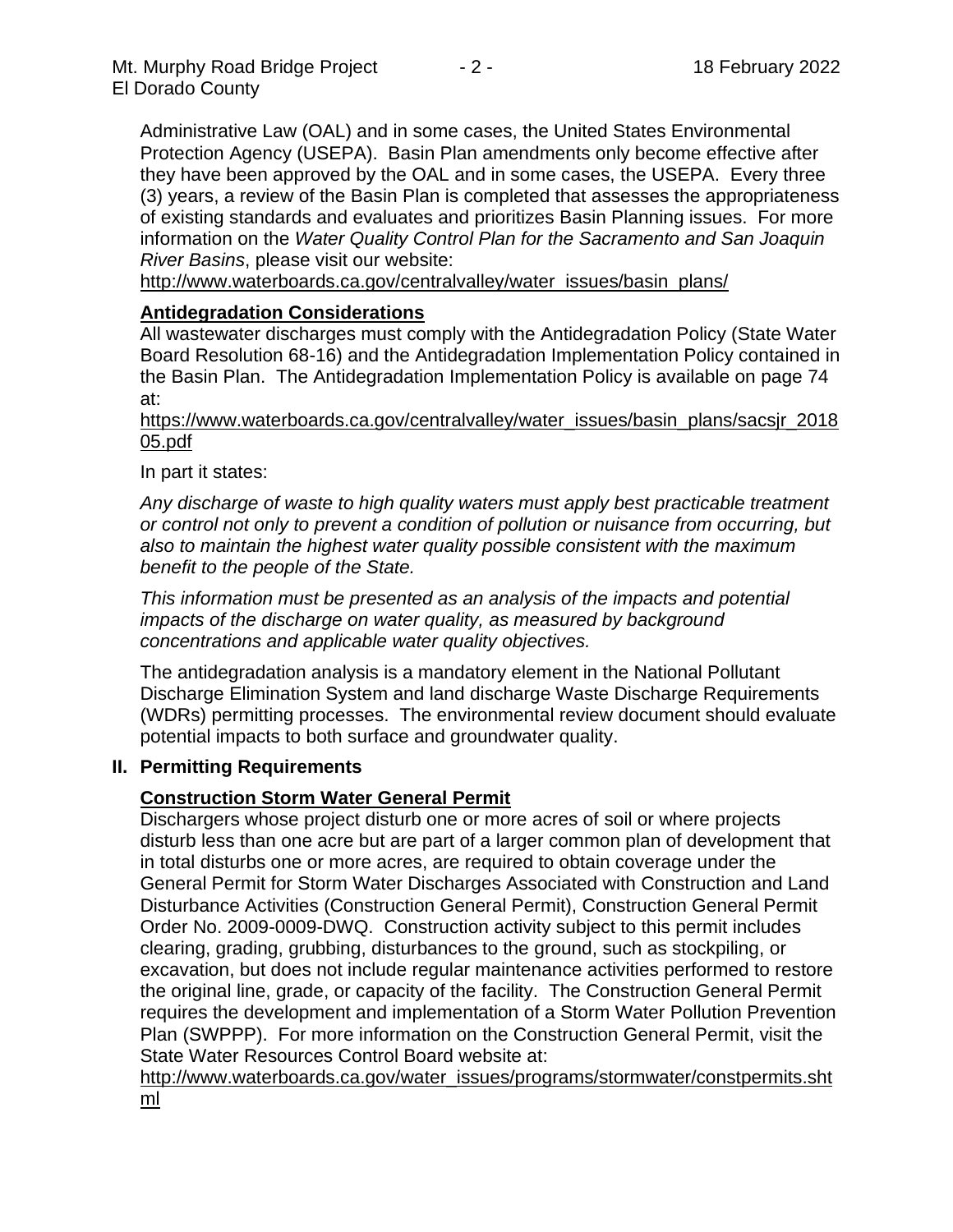Administrative Law (OAL) and in some cases, the United States Environmental Protection Agency (USEPA). Basin Plan amendments only become effective after they have been approved by the OAL and in some cases, the USEPA. Every three (3) years, a review of the Basin Plan is completed that assesses the appropriateness of existing standards and evaluates and prioritizes Basin Planning issues. For more information on the *Water Quality Control Plan for the Sacramento and San Joaquin River Basins*, please visit our website:
http://www.waterboards.ca.gov/centralvalley/water_issues/basin_plans/

**Antidegradation Considerations**

All wastewater discharges must comply with the Antidegradation Policy (State Water Board Resolution 68-16) and the Antidegradation Implementation Policy contained in the Basin Plan. The Antidegradation Implementation Policy is available on page 74 at:
https://www.waterboards.ca.gov/centralvalley/water_issues/basin_plans/sacsjr_201805.pdf

In part it states:

*Any discharge of waste to high quality waters must apply best practicable treatment or control not only to prevent a condition of pollution or nuisance from occurring, but also to maintain the highest water quality possible consistent with the maximum benefit to the people of the State.*

*This information must be presented as an analysis of the impacts and potential impacts of the discharge on water quality, as measured by background concentrations and applicable water quality objectives.*

The antidegradation analysis is a mandatory element in the National Pollutant Discharge Elimination System and land discharge Waste Discharge Requirements (WDRs) permitting processes. The environmental review document should evaluate potential impacts to both surface and groundwater quality.

## II. Permitting Requirements

**Construction Storm Water General Permit**

Dischargers whose project disturb one or more acres of soil or where projects disturb less than one acre but are part of a larger common plan of development that in total disturbs one or more acres, are required to obtain coverage under the General Permit for Storm Water Discharges Associated with Construction and Land Disturbance Activities (Construction General Permit), Construction General Permit Order No. 2009-0009-DWQ. Construction activity subject to this permit includes clearing, grading, grubbing, disturbances to the ground, such as stockpiling, or excavation, but does not include regular maintenance activities performed to restore the original line, grade, or capacity of the facility. The Construction General Permit requires the development and implementation of a Storm Water Pollution Prevention Plan (SWPPP). For more information on the Construction General Permit, visit the State Water Resources Control Board website at:
http://www.waterboards.ca.gov/water_issues/programs/stormwater/constpermits.shtml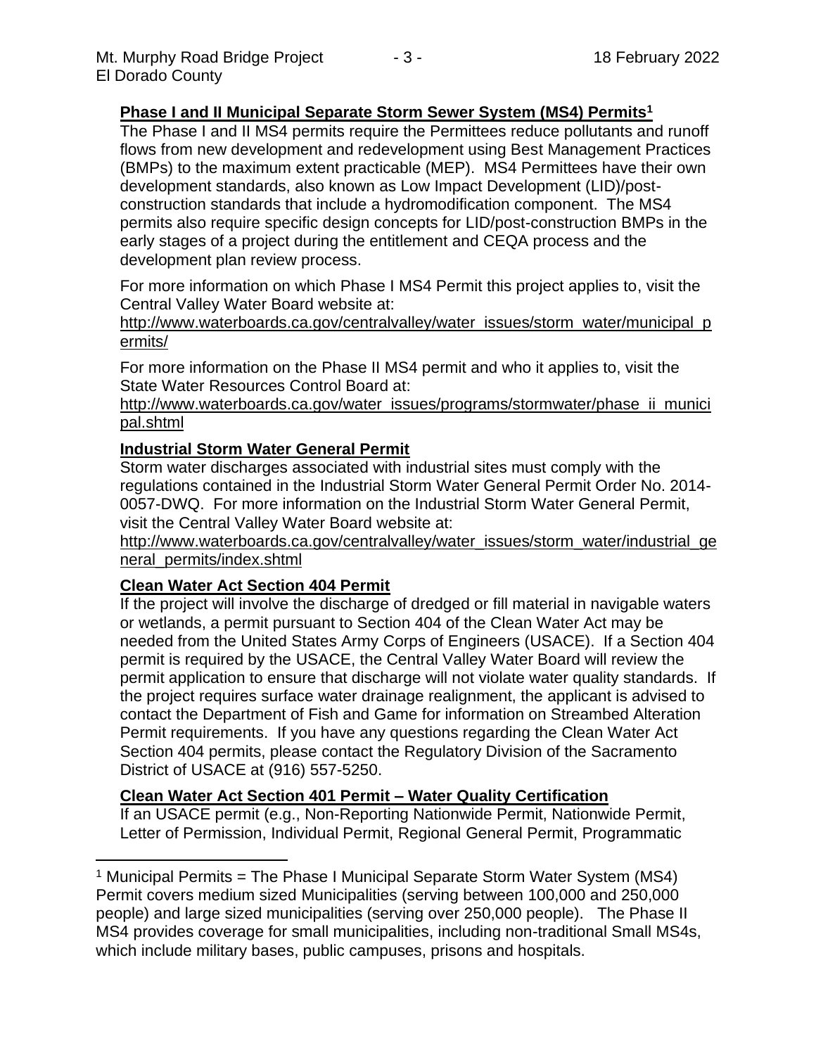**Phase I and II Municipal Separate Storm Sewer System (MS4) Permits**[1]

The Phase I and II MS4 permits require the Permittees reduce pollutants and runoff flows from new development and redevelopment using Best Management Practices (BMPs) to the maximum extent practicable (MEP). MS4 Permittees have their own development standards, also known as Low Impact Development (LID)/post-construction standards that include a hydromodification component. The MS4 permits also require specific design concepts for LID/post-construction BMPs in the early stages of a project during the entitlement and CEQA process and the development plan review process.

For more information on which Phase I MS4 Permit this project applies to, visit the Central Valley Water Board website at:
http://www.waterboards.ca.gov/centralvalley/water_issues/storm_water/municipal_permits/

For more information on the Phase II MS4 permit and who it applies to, visit the State Water Resources Control Board at:
http://www.waterboards.ca.gov/water_issues/programs/stormwater/phase_ii_municipal.shtml

**Industrial Storm Water General Permit**

Storm water discharges associated with industrial sites must comply with the regulations contained in the Industrial Storm Water General Permit Order No. 2014-0057-DWQ. For more information on the Industrial Storm Water General Permit, visit the Central Valley Water Board website at:
http://www.waterboards.ca.gov/centralvalley/water_issues/storm_water/industrial_general_permits/index.shtml

**Clean Water Act Section 404 Permit**

If the project will involve the discharge of dredged or fill material in navigable waters or wetlands, a permit pursuant to Section 404 of the Clean Water Act may be needed from the United States Army Corps of Engineers (USACE). If a Section 404 permit is required by the USACE, the Central Valley Water Board will review the permit application to ensure that discharge will not violate water quality standards. If the project requires surface water drainage realignment, the applicant is advised to contact the Department of Fish and Game for information on Streambed Alteration Permit requirements. If you have any questions regarding the Clean Water Act Section 404 permits, please contact the Regulatory Division of the Sacramento District of USACE at (916) 557-5250.

**Clean Water Act Section 401 Permit – Water Quality Certification**

If an USACE permit (e.g., Non-Reporting Nationwide Permit, Nationwide Permit, Letter of Permission, Individual Permit, Regional General Permit, Programmatic

---

[1] Municipal Permits = The Phase I Municipal Separate Storm Water System (MS4) Permit covers medium sized Municipalities (serving between 100,000 and 250,000 people) and large sized municipalities (serving over 250,000 people). The Phase II MS4 provides coverage for small municipalities, including non-traditional Small MS4s, which include military bases, public campuses, prisons and hospitals.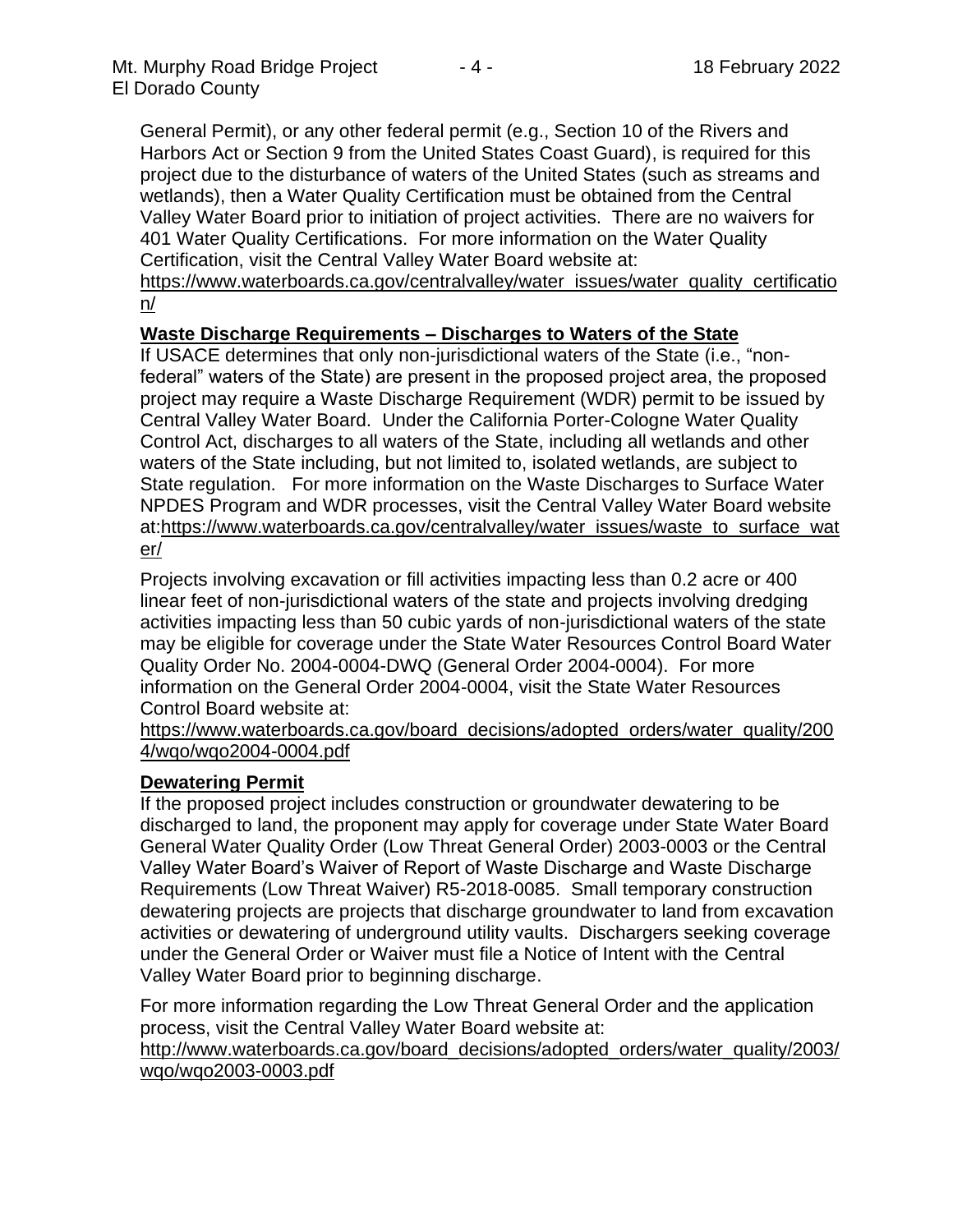General Permit), or any other federal permit (e.g., Section 10 of the Rivers and Harbors Act or Section 9 from the United States Coast Guard), is required for this project due to the disturbance of waters of the United States (such as streams and wetlands), then a Water Quality Certification must be obtained from the Central Valley Water Board prior to initiation of project activities. There are no waivers for 401 Water Quality Certifications. For more information on the Water Quality Certification, visit the Central Valley Water Board website at: https://www.waterboards.ca.gov/centralvalley/water_issues/water_quality_certification/

**Waste Discharge Requirements – Discharges to Waters of the State**

If USACE determines that only non-jurisdictional waters of the State (i.e., "non-federal" waters of the State) are present in the proposed project area, the proposed project may require a Waste Discharge Requirement (WDR) permit to be issued by Central Valley Water Board. Under the California Porter-Cologne Water Quality Control Act, discharges to all waters of the State, including all wetlands and other waters of the State including, but not limited to, isolated wetlands, are subject to State regulation. For more information on the Waste Discharges to Surface Water NPDES Program and WDR processes, visit the Central Valley Water Board website at:https://www.waterboards.ca.gov/centralvalley/water_issues/waste_to_surface_water/

Projects involving excavation or fill activities impacting less than 0.2 acre or 400 linear feet of non-jurisdictional waters of the state and projects involving dredging activities impacting less than 50 cubic yards of non-jurisdictional waters of the state may be eligible for coverage under the State Water Resources Control Board Water Quality Order No. 2004-0004-DWQ (General Order 2004-0004). For more information on the General Order 2004-0004, visit the State Water Resources Control Board website at:
https://www.waterboards.ca.gov/board_decisions/adopted_orders/water_quality/2004/wqo/wqo2004-0004.pdf

**Dewatering Permit**

If the proposed project includes construction or groundwater dewatering to be discharged to land, the proponent may apply for coverage under State Water Board General Water Quality Order (Low Threat General Order) 2003-0003 or the Central Valley Water Board's Waiver of Report of Waste Discharge and Waste Discharge Requirements (Low Threat Waiver) R5-2018-0085. Small temporary construction dewatering projects are projects that discharge groundwater to land from excavation activities or dewatering of underground utility vaults. Dischargers seeking coverage under the General Order or Waiver must file a Notice of Intent with the Central Valley Water Board prior to beginning discharge.

For more information regarding the Low Threat General Order and the application process, visit the Central Valley Water Board website at:
http://www.waterboards.ca.gov/board_decisions/adopted_orders/water_quality/2003/wqo/wqo2003-0003.pdf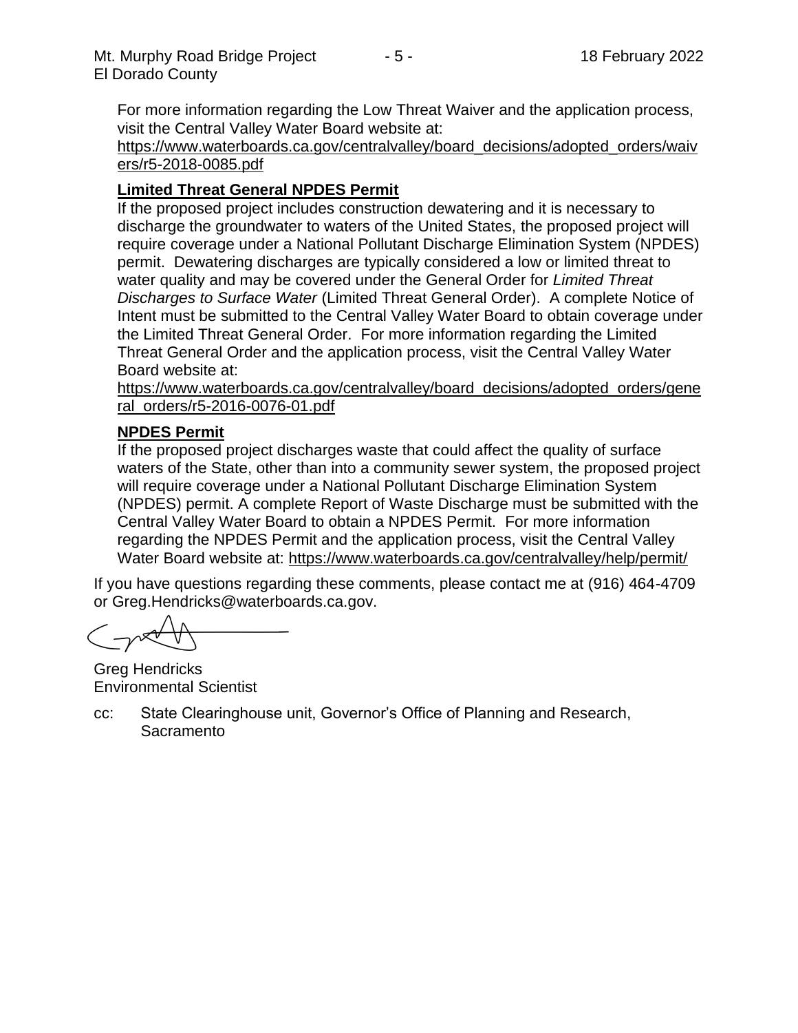For more information regarding the Low Threat Waiver and the application process, visit the Central Valley Water Board website at: https://www.waterboards.ca.gov/centralvalley/board_decisions/adopted_orders/waivers/r5-2018-0085.pdf

**Limited Threat General NPDES Permit**

If the proposed project includes construction dewatering and it is necessary to discharge the groundwater to waters of the United States, the proposed project will require coverage under a National Pollutant Discharge Elimination System (NPDES) permit. Dewatering discharges are typically considered a low or limited threat to water quality and may be covered under the General Order for *Limited Threat Discharges to Surface Water* (Limited Threat General Order). A complete Notice of Intent must be submitted to the Central Valley Water Board to obtain coverage under the Limited Threat General Order. For more information regarding the Limited Threat General Order and the application process, visit the Central Valley Water Board website at: https://www.waterboards.ca.gov/centralvalley/board_decisions/adopted_orders/general_orders/r5-2016-0076-01.pdf

**NPDES Permit**

If the proposed project discharges waste that could affect the quality of surface waters of the State, other than into a community sewer system, the proposed project will require coverage under a National Pollutant Discharge Elimination System (NPDES) permit. A complete Report of Waste Discharge must be submitted with the Central Valley Water Board to obtain a NPDES Permit. For more information regarding the NPDES Permit and the application process, visit the Central Valley Water Board website at: https://www.waterboards.ca.gov/centralvalley/help/permit/

If you have questions regarding these comments, please contact me at (916) 464-4709 or Greg.Hendricks@waterboards.ca.gov.

Greg Hendricks
Environmental Scientist

cc: State Clearinghouse unit, Governor's Office of Planning and Research, Sacramento